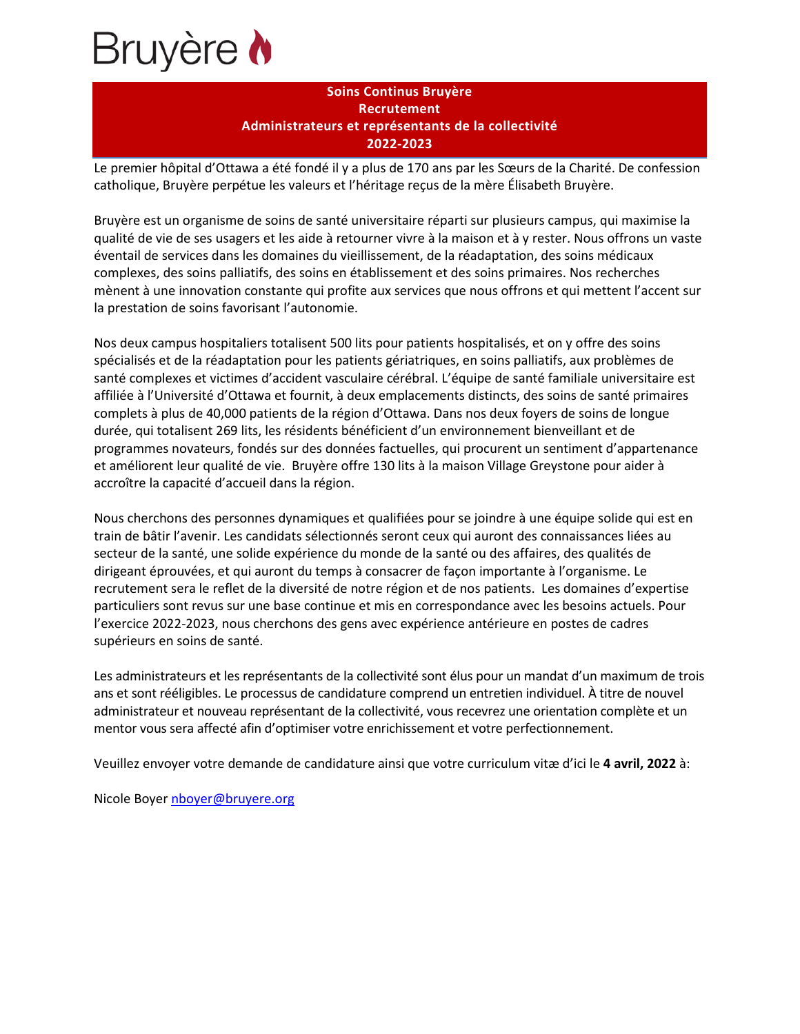Bruyère

**Soins Continus Bruyère**
**Recrutement**
**Administrateurs et représentants de la collectivité**
**2022-2023**

Le premier hôpital d'Ottawa a été fondé il y a plus de 170 ans par les Sœurs de la Charité. De confession catholique, Bruyère perpétue les valeurs et l'héritage reçus de la mère Élisabeth Bruyère.

Bruyère est un organisme de soins de santé universitaire réparti sur plusieurs campus, qui maximise la qualité de vie de ses usagers et les aide à retourner vivre à la maison et à y rester. Nous offrons un vaste éventail de services dans les domaines du vieillissement, de la réadaptation, des soins médicaux complexes, des soins palliatifs, des soins en établissement et des soins primaires. Nos recherches mènent à une innovation constante qui profite aux services que nous offrons et qui mettent l'accent sur la prestation de soins favorisant l'autonomie.

Nos deux campus hospitaliers totalisent 500 lits pour patients hospitalisés, et on y offre des soins spécialisés et de la réadaptation pour les patients gériatriques, en soins palliatifs, aux problèmes de santé complexes et victimes d'accident vasculaire cérébral. L'équipe de santé familiale universitaire est affiliée à l'Université d'Ottawa et fournit, à deux emplacements distincts, des soins de santé primaires complets à plus de 40,000 patients de la région d'Ottawa. Dans nos deux foyers de soins de longue durée, qui totalisent 269 lits, les résidents bénéficient d'un environnement bienveillant et de programmes novateurs, fondés sur des données factuelles, qui procurent un sentiment d'appartenance et améliorent leur qualité de vie. Bruyère offre 130 lits à la maison Village Greystone pour aider à accroître la capacité d'accueil dans la région.

Nous cherchons des personnes dynamiques et qualifiées pour se joindre à une équipe solide qui est en train de bâtir l'avenir. Les candidats sélectionnés seront ceux qui auront des connaissances liées au secteur de la santé, une solide expérience du monde de la santé ou des affaires, des qualités de dirigeant éprouvées, et qui auront du temps à consacrer de façon importante à l'organisme. Le recrutement sera le reflet de la diversité de notre région et de nos patients. Les domaines d'expertise particuliers sont revus sur une base continue et mis en correspondance avec les besoins actuels. Pour l'exercice 2022-2023, nous cherchons des gens avec expérience antérieure en postes de cadres supérieurs en soins de santé.

Les administrateurs et les représentants de la collectivité sont élus pour un mandat d'un maximum de trois ans et sont rééligibles. Le processus de candidature comprend un entretien individuel. À titre de nouvel administrateur et nouveau représentant de la collectivité, vous recevrez une orientation complète et un mentor vous sera affecté afin d'optimiser votre enrichissement et votre perfectionnement.

Veuillez envoyer votre demande de candidature ainsi que votre curriculum vitæ d'ici le **4 avril, 2022** à:

Nicole Boyer nboyer@bruyere.org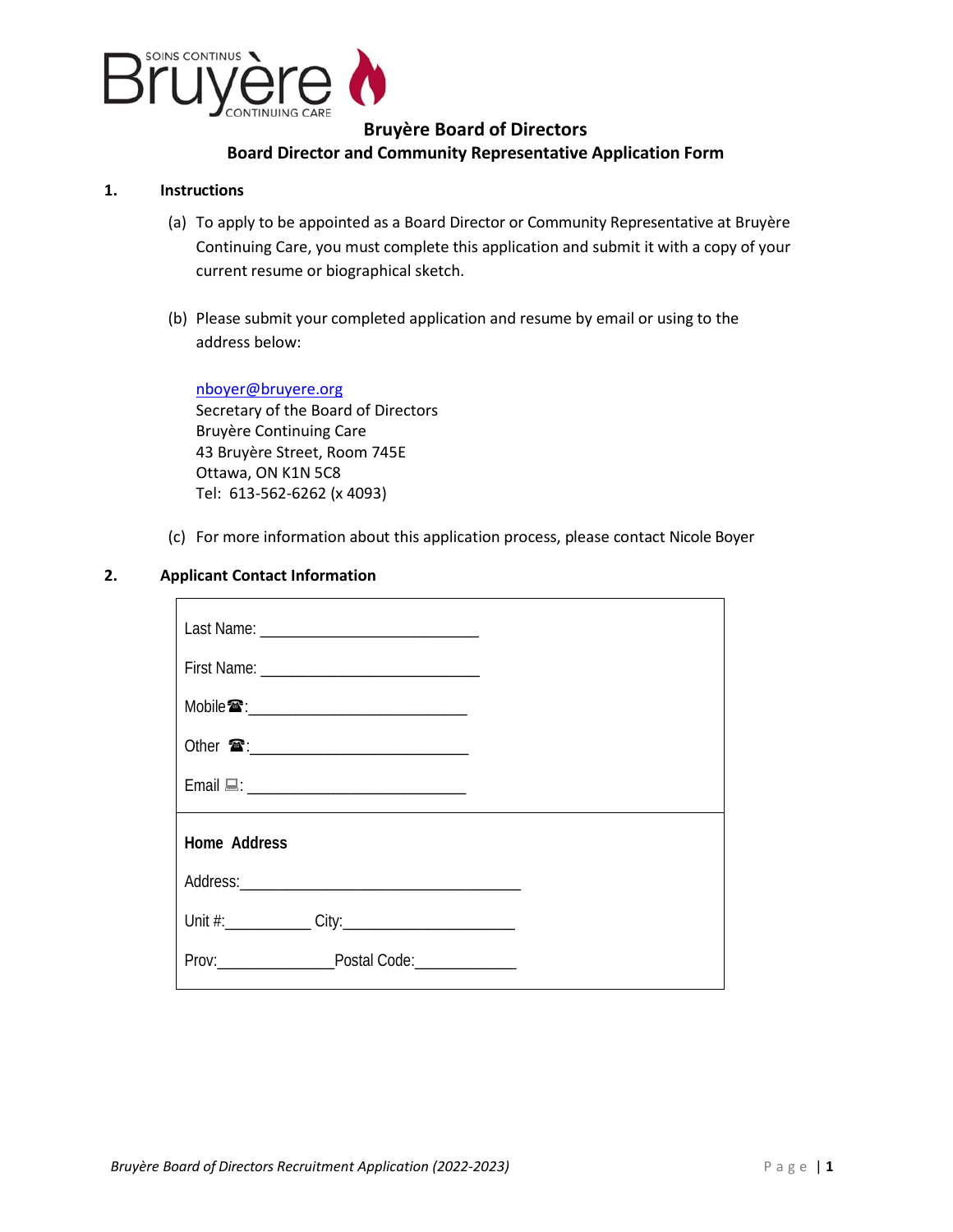# Bruyère Board of Directors

## Board Director and Community Representative Application Form

### 1. Instructions

(a) To apply to be appointed as a Board Director or Community Representative at Bruyère Continuing Care, you must complete this application and submit it with a copy of your current resume or biographical sketch.

(b) Please submit your completed application and resume by email or using to the address below:

nboyer@bruyere.org
Secretary of the Board of Directors
Bruyère Continuing Care
43 Bruyère Street, Room 745E
Ottawa, ON K1N 5C8
Tel: 613-562-6262 (x 4093)

(c) For more information about this application process, please contact Nicole Boyer

### 2. Applicant Contact Information

Last Name: ___________________________

First Name: ___________________________

Mobile ☎: ___________________________

Other ☎: ___________________________

Email 💻: ___________________________

**Home Address**

Address: ___________________________________

Unit #: __________ City: ____________________

Prov: ______________ Postal Code: ____________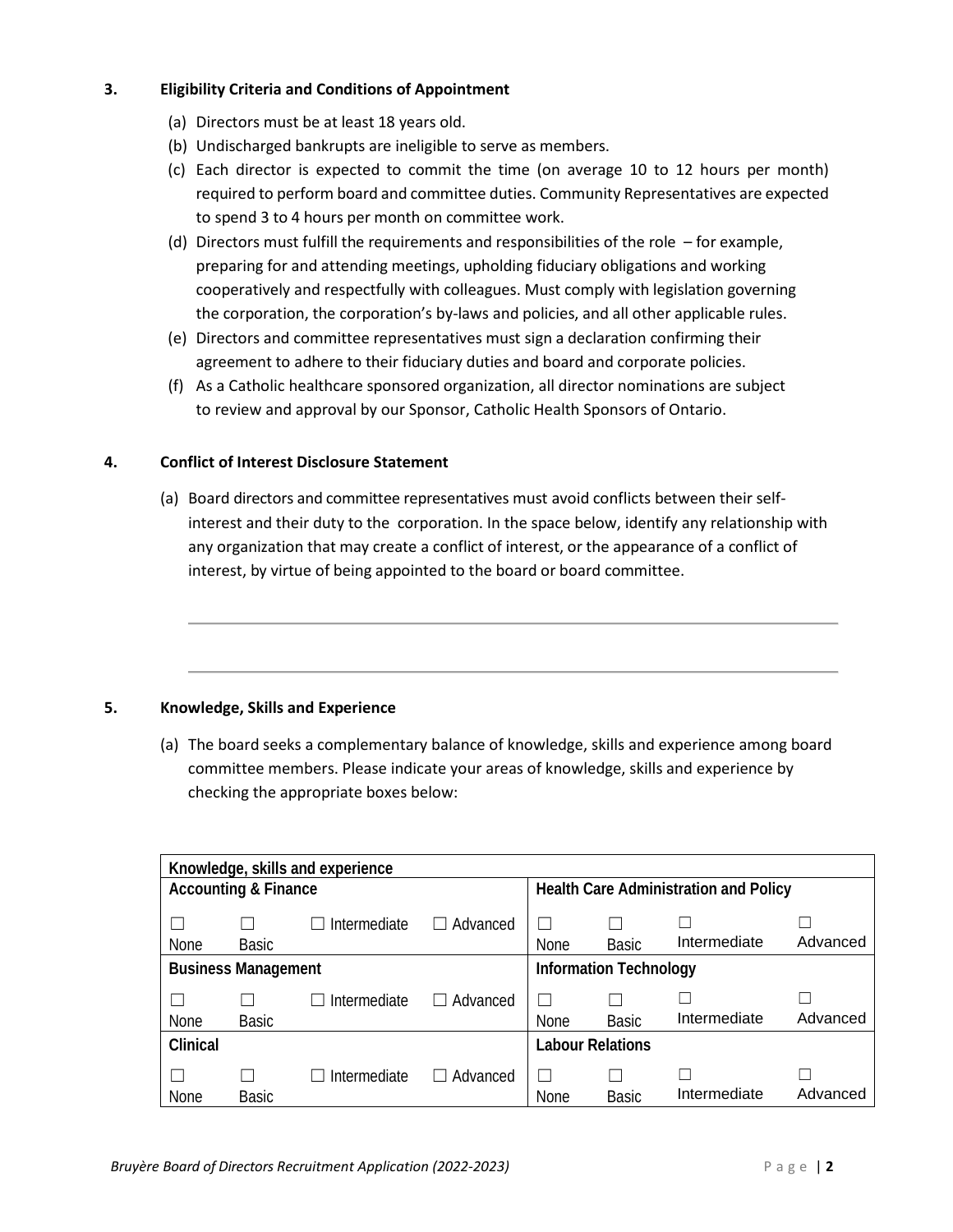### 3. Eligibility Criteria and Conditions of Appointment

(a) Directors must be at least 18 years old.
(b) Undischarged bankrupts are ineligible to serve as members.
(c) Each director is expected to commit the time (on average 10 to 12 hours per month) required to perform board and committee duties. Community Representatives are expected to spend 3 to 4 hours per month on committee work.
(d) Directors must fulfill the requirements and responsibilities of the role – for example, preparing for and attending meetings, upholding fiduciary obligations and working cooperatively and respectfully with colleagues. Must comply with legislation governing the corporation, the corporation's by-laws and policies, and all other applicable rules.
(e) Directors and committee representatives must sign a declaration confirming their agreement to adhere to their fiduciary duties and board and corporate policies.
(f) As a Catholic healthcare sponsored organization, all director nominations are subject to review and approval by our Sponsor, Catholic Health Sponsors of Ontario.

### 4. Conflict of Interest Disclosure Statement

(a) Board directors and committee representatives must avoid conflicts between their self-interest and their duty to the corporation. In the space below, identify any relationship with any organization that may create a conflict of interest, or the appearance of a conflict of interest, by virtue of being appointed to the board or board committee.

---

---

### 5. Knowledge, Skills and Experience

(a) The board seeks a complementary balance of knowledge, skills and experience among board committee members. Please indicate your areas of knowledge, skills and experience by checking the appropriate boxes below:

| Knowledge, skills and experience | | | | | | | |
|---|---|---|---|---|---|---|---|
| **Accounting & Finance** | | | | **Health Care Administration and Policy** | | | |
| ☐ None | ☐ Basic | ☐ Intermediate | ☐ Advanced | ☐ None | ☐ Basic | ☐ Intermediate | ☐ Advanced |
| **Business Management** | | | | **Information Technology** | | | |
| ☐ None | ☐ Basic | ☐ Intermediate | ☐ Advanced | ☐ None | ☐ Basic | ☐ Intermediate | ☐ Advanced |
| **Clinical** | | | | **Labour Relations** | | | |
| ☐ None | ☐ Basic | ☐ Intermediate | ☐ Advanced | ☐ None | ☐ Basic | ☐ Intermediate | ☐ Advanced |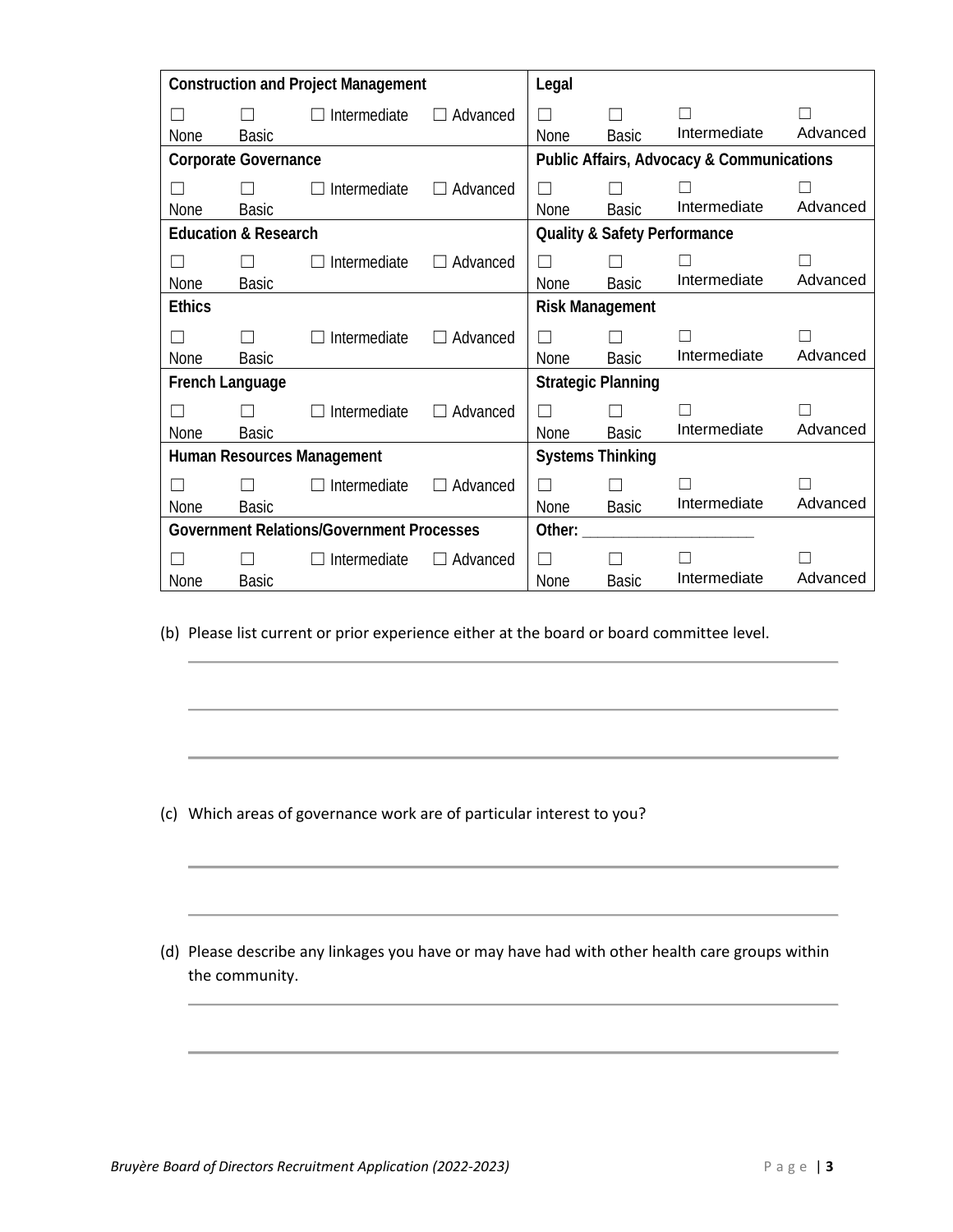| Construction and Project Management | | | | Legal | | | |
|---|---|---|---|---|---|---|---|
| ☐ None | ☐ Basic | ☐ Intermediate | ☐ Advanced | ☐ None | ☐ Basic | ☐ Intermediate | ☐ Advanced |
| **Corporate Governance** | | | | **Public Affairs, Advocacy & Communications** | | | |
| ☐ None | ☐ Basic | ☐ Intermediate | ☐ Advanced | ☐ None | ☐ Basic | ☐ Intermediate | ☐ Advanced |
| **Education & Research** | | | | **Quality & Safety Performance** | | | |
| ☐ None | ☐ Basic | ☐ Intermediate | ☐ Advanced | ☐ None | ☐ Basic | ☐ Intermediate | ☐ Advanced |
| **Ethics** | | | | **Risk Management** | | | |
| ☐ None | ☐ Basic | ☐ Intermediate | ☐ Advanced | ☐ None | ☐ Basic | ☐ Intermediate | ☐ Advanced |
| **French Language** | | | | **Strategic Planning** | | | |
| ☐ None | ☐ Basic | ☐ Intermediate | ☐ Advanced | ☐ None | ☐ Basic | ☐ Intermediate | ☐ Advanced |
| **Human Resources Management** | | | | **Systems Thinking** | | | |
| ☐ None | ☐ Basic | ☐ Intermediate | ☐ Advanced | ☐ None | ☐ Basic | ☐ Intermediate | ☐ Advanced |
| **Government Relations/Government Processes** | | | | **Other: ___________________** | | | |
| ☐ None | ☐ Basic | ☐ Intermediate | ☐ Advanced | ☐ None | ☐ Basic | ☐ Intermediate | ☐ Advanced |

(b) Please list current or prior experience either at the board or board committee level.

_______________________________________________________________

_______________________________________________________________

_______________________________________________________________

(c) Which areas of governance work are of particular interest to you?

_______________________________________________________________

_______________________________________________________________

(d) Please describe any linkages you have or may have had with other health care groups within the community.

_______________________________________________________________

_______________________________________________________________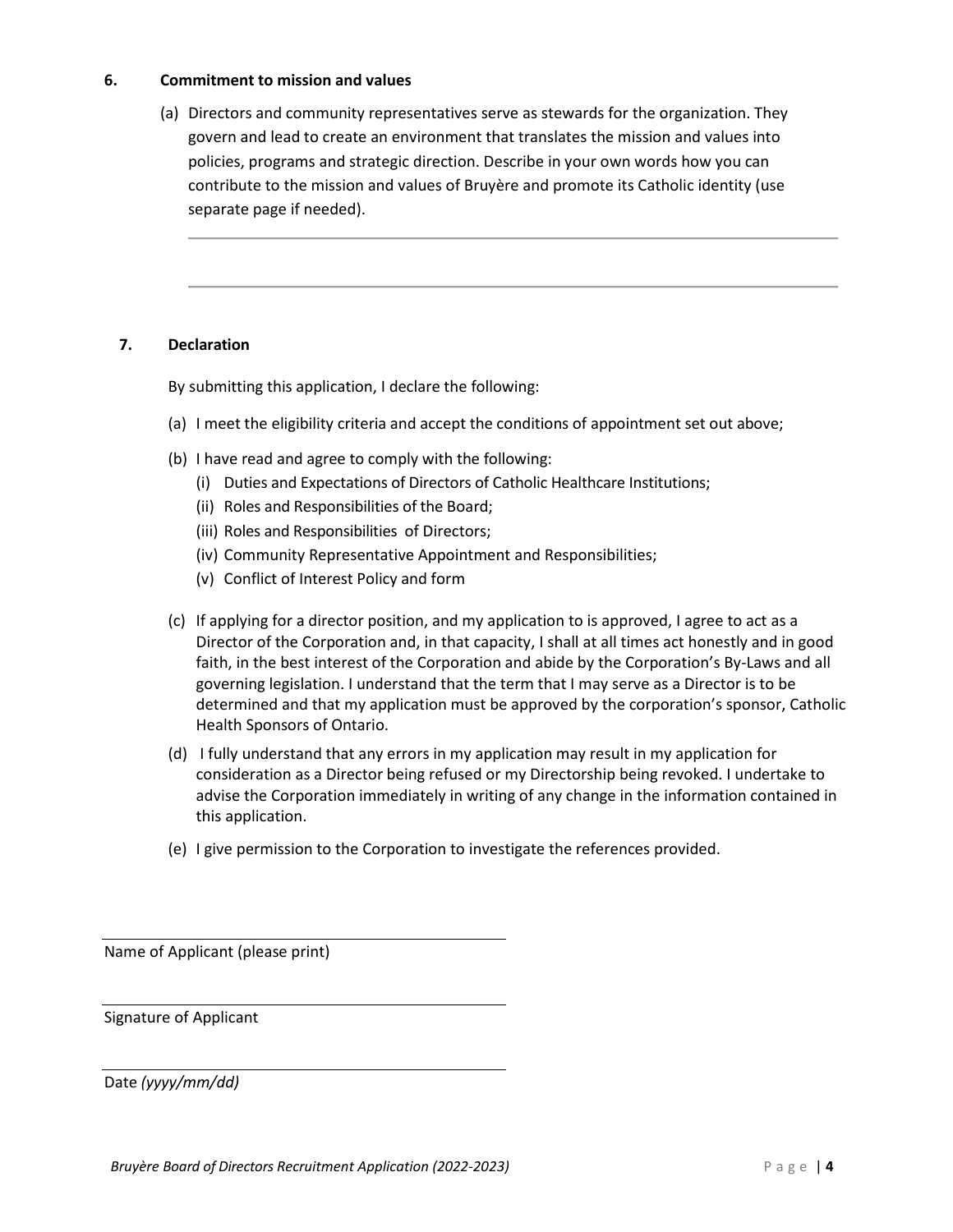### 6. Commitment to mission and values

(a) Directors and community representatives serve as stewards for the organization. They govern and lead to create an environment that translates the mission and values into policies, programs and strategic direction. Describe in your own words how you can contribute to the mission and values of Bruyère and promote its Catholic identity (use separate page if needed).

---

---

### 7. Declaration

By submitting this application, I declare the following:

(a) I meet the eligibility criteria and accept the conditions of appointment set out above;

(b) I have read and agree to comply with the following:
   - (i) Duties and Expectations of Directors of Catholic Healthcare Institutions;
   - (ii) Roles and Responsibilities of the Board;
   - (iii) Roles and Responsibilities of Directors;
   - (iv) Community Representative Appointment and Responsibilities;
   - (v) Conflict of Interest Policy and form

(c) If applying for a director position, and my application to is approved, I agree to act as a Director of the Corporation and, in that capacity, I shall at all times act honestly and in good faith, in the best interest of the Corporation and abide by the Corporation's By-Laws and all governing legislation. I understand that the term that I may serve as a Director is to be determined and that my application must be approved by the corporation's sponsor, Catholic Health Sponsors of Ontario.

(d) I fully understand that any errors in my application may result in my application for consideration as a Director being refused or my Directorship being revoked. I undertake to advise the Corporation immediately in writing of any change in the information contained in this application.

(e) I give permission to the Corporation to investigate the references provided.

\_\_\_\_\_\_\_\_\_\_\_\_\_\_\_\_\_\_\_\_\_\_\_\_\_\_\_\_\_\_\_\_\_\_\_\_\_\_\_\_
Name of Applicant (please print)

\_\_\_\_\_\_\_\_\_\_\_\_\_\_\_\_\_\_\_\_\_\_\_\_\_\_\_\_\_\_\_\_\_\_\_\_\_\_\_\_
Signature of Applicant

\_\_\_\_\_\_\_\_\_\_\_\_\_\_\_\_\_\_\_\_\_\_\_\_\_\_\_\_\_\_\_\_\_\_\_\_\_\_\_\_
Date *(yyyy/mm/dd)*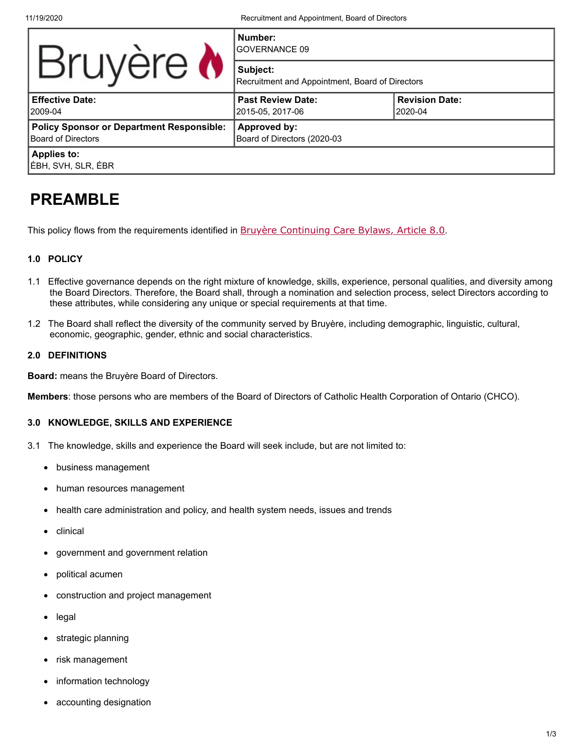| Bruyère | **Number:**<br>GOVERNANCE 09 | |
|---|---|---|
| | **Subject:**<br>Recruitment and Appointment, Board of Directors | |
| **Effective Date:**<br>2009-04 | **Past Review Date:**<br>2015-05, 2017-06 | **Revision Date:**<br>2020-04 |
| **Policy Sponsor or Department Responsible:**<br>Board of Directors | **Approved by:**<br>Board of Directors (2020-03 | |
| **Applies to:**<br>ÉBH, SVH, SLR, ÉBR | | |

# PREAMBLE

This policy flows from the requirements identified in Bruyère Continuing Care Bylaws, Article 8.0.

**1.0 POLICY**

1.1 Effective governance depends on the right mixture of knowledge, skills, experience, personal qualities, and diversity among the Board Directors. Therefore, the Board shall, through a nomination and selection process, select Directors according to these attributes, while considering any unique or special requirements at that time.

1.2 The Board shall reflect the diversity of the community served by Bruyère, including demographic, linguistic, cultural, economic, geographic, gender, ethnic and social characteristics.

**2.0 DEFINITIONS**

**Board:** means the Bruyère Board of Directors.

**Members**: those persons who are members of the Board of Directors of Catholic Health Corporation of Ontario (CHCO).

**3.0 KNOWLEDGE, SKILLS AND EXPERIENCE**

3.1 The knowledge, skills and experience the Board will seek include, but are not limited to:

- business management
- human resources management
- health care administration and policy, and health system needs, issues and trends
- clinical
- government and government relation
- political acumen
- construction and project management
- legal
- strategic planning
- risk management
- information technology
- accounting designation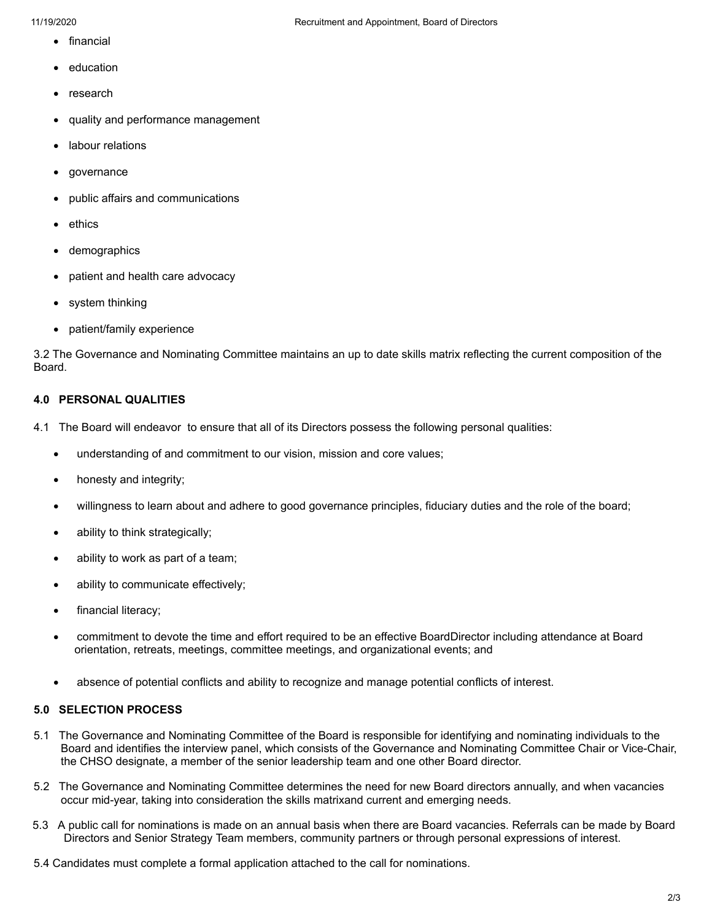- financial
- education
- research
- quality and performance management
- labour relations
- governance
- public affairs and communications
- ethics
- demographics
- patient and health care advocacy
- system thinking
- patient/family experience

3.2 The Governance and Nominating Committee maintains an up to date skills matrix reflecting the current composition of the Board.

**4.0 PERSONAL QUALITIES**

4.1 The Board will endeavor to ensure that all of its Directors possess the following personal qualities:

- understanding of and commitment to our vision, mission and core values;
- honesty and integrity;
- willingness to learn about and adhere to good governance principles, fiduciary duties and the role of the board;
- ability to think strategically;
- ability to work as part of a team;
- ability to communicate effectively;
- financial literacy;
- commitment to devote the time and effort required to be an effective BoardDirector including attendance at Board orientation, retreats, meetings, committee meetings, and organizational events; and
- absence of potential conflicts and ability to recognize and manage potential conflicts of interest.

**5.0 SELECTION PROCESS**

5.1 The Governance and Nominating Committee of the Board is responsible for identifying and nominating individuals to the Board and identifies the interview panel, which consists of the Governance and Nominating Committee Chair or Vice-Chair, the CHSO designate, a member of the senior leadership team and one other Board director.

5.2 The Governance and Nominating Committee determines the need for new Board directors annually, and when vacancies occur mid-year, taking into consideration the skills matrixand current and emerging needs.

5.3 A public call for nominations is made on an annual basis when there are Board vacancies. Referrals can be made by Board Directors and Senior Strategy Team members, community partners or through personal expressions of interest.

5.4 Candidates must complete a formal application attached to the call for nominations.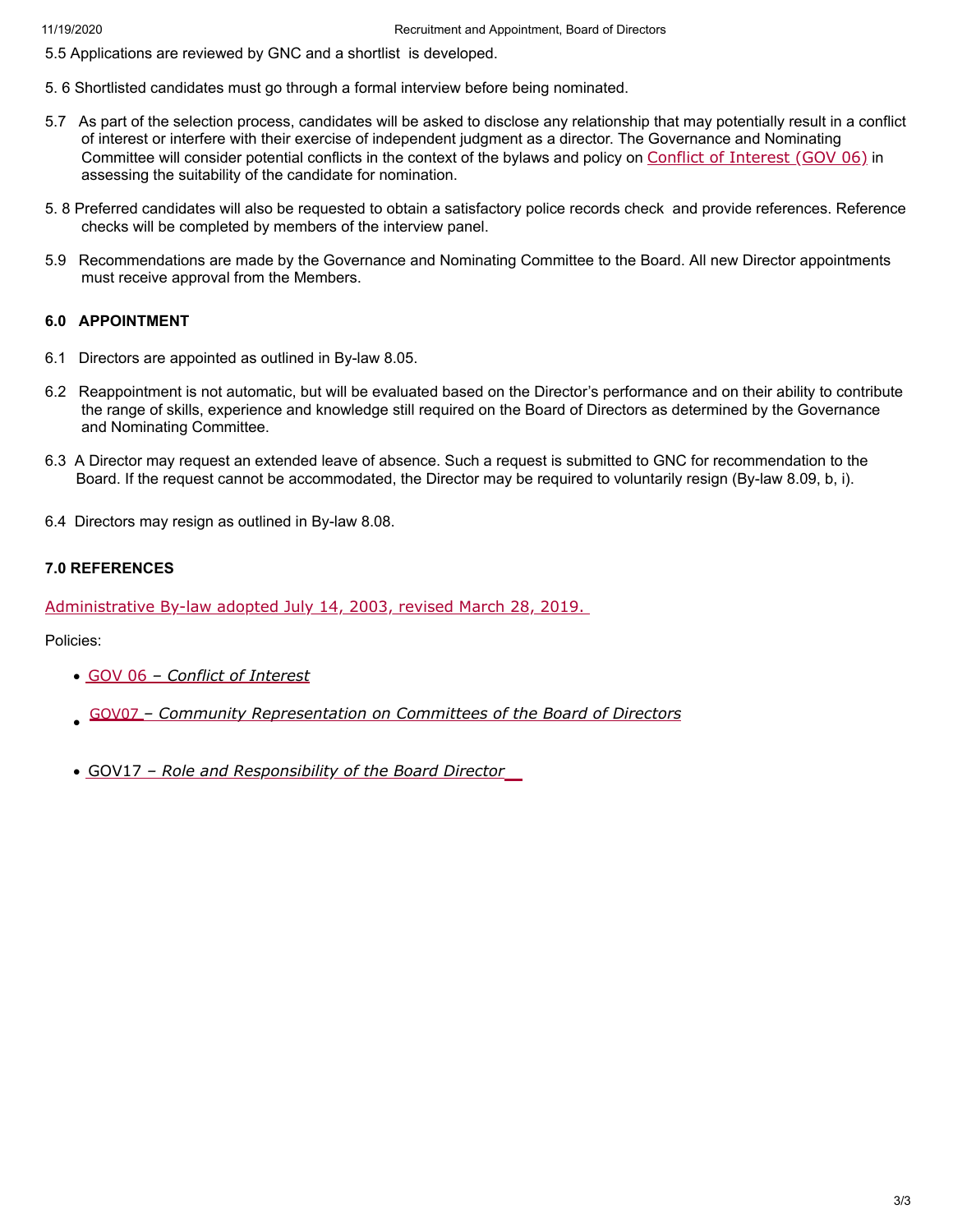5.5 Applications are reviewed by GNC and a shortlist is developed.

5. 6 Shortlisted candidates must go through a formal interview before being nominated.

5.7 As part of the selection process, candidates will be asked to disclose any relationship that may potentially result in a conflict of interest or interfere with their exercise of independent judgment as a director. The Governance and Nominating Committee will consider potential conflicts in the context of the bylaws and policy on Conflict of Interest (GOV 06) in assessing the suitability of the candidate for nomination.

5. 8 Preferred candidates will also be requested to obtain a satisfactory police records check and provide references. Reference checks will be completed by members of the interview panel.

5.9 Recommendations are made by the Governance and Nominating Committee to the Board. All new Director appointments must receive approval from the Members.

**6.0 APPOINTMENT**

6.1 Directors are appointed as outlined in By-law 8.05.

6.2 Reappointment is not automatic, but will be evaluated based on the Director's performance and on their ability to contribute the range of skills, experience and knowledge still required on the Board of Directors as determined by the Governance and Nominating Committee.

6.3 A Director may request an extended leave of absence. Such a request is submitted to GNC for recommendation to the Board. If the request cannot be accommodated, the Director may be required to voluntarily resign (By-law 8.09, b, i).

6.4 Directors may resign as outlined in By-law 8.08.

**7.0 REFERENCES**

Administrative By-law adopted July 14, 2003, revised March 28, 2019.

Policies:

- GOV 06 – *Conflict of Interest*
- GOV07 – *Community Representation on Committees of the Board of Directors*
- GOV17 – *Role and Responsibility of the Board Director*